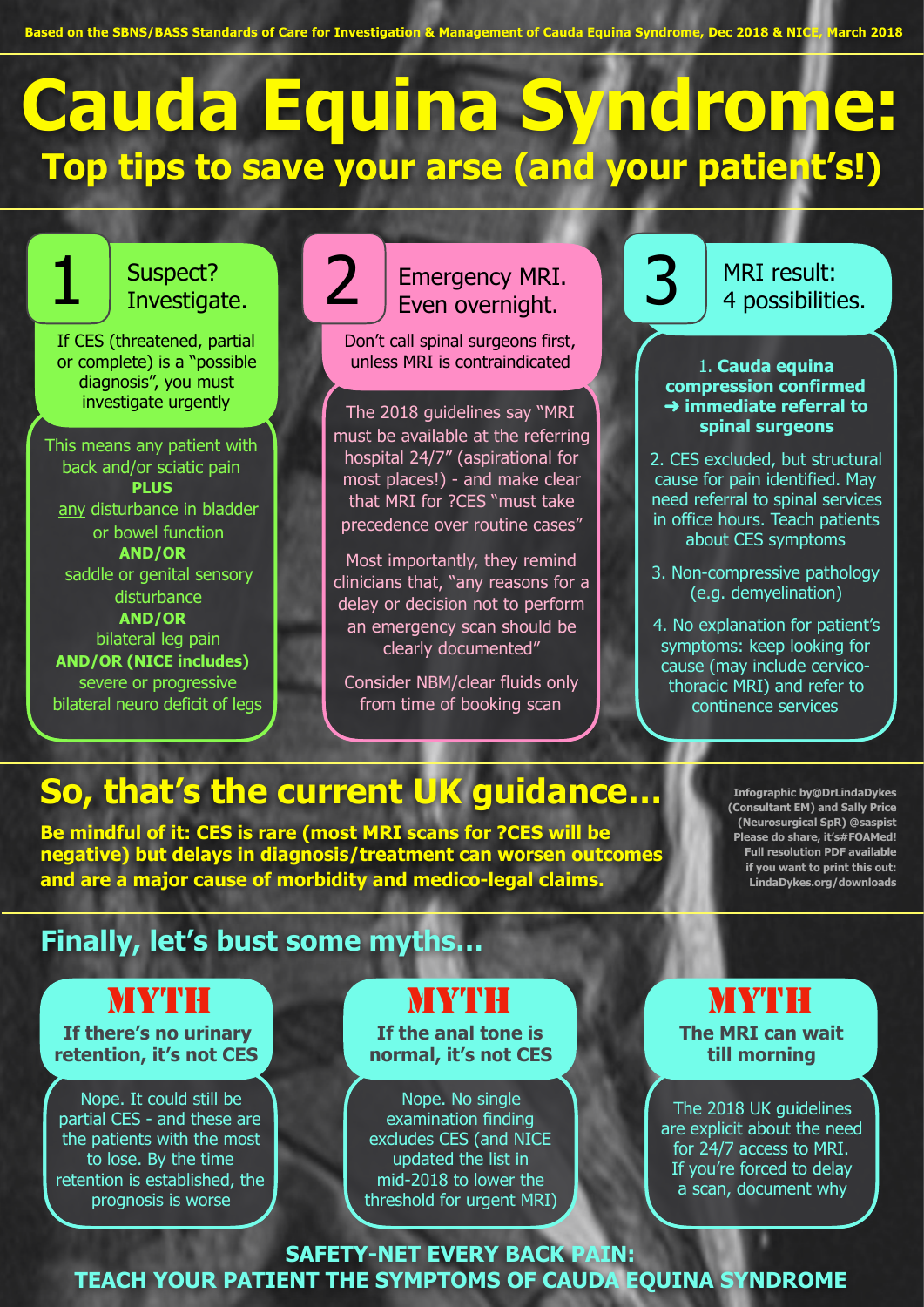Based on the SBNS/BASS Standards of Care for Investigation & Management of Cauda Equina Syndrome, Dec 2018 & NICE, March 2018

# Cauda Equina Syndrome:

## Top tips to save your arse (and your patient's!)

### 1 Suspect? Investigate.

If CES (threatened, partial or complete) is a "possible diagnosis", you must investigate urgently

This means any patient with back and/or sciatic pain
**PLUS**
any disturbance in bladder or bowel function
**AND/OR**
saddle or genital sensory disturbance
**AND/OR**
bilateral leg pain
**AND/OR (NICE includes)**
severe or progressive bilateral neuro deficit of legs

### 2 Emergency MRI. Even overnight.

Don't call spinal surgeons first, unless MRI is contraindicated

The 2018 guidelines say "MRI must be available at the referring hospital 24/7" (aspirational for most places!) - and make clear that MRI for ?CES "must take precedence over routine cases"

Most importantly, they remind clinicians that, "any reasons for a delay or decision not to perform an emergency scan should be clearly documented"

Consider NBM/clear fluids only from time of booking scan

### 3 MRI result: 4 possibilities.

1. **Cauda equina compression confirmed ➜ immediate referral to spinal surgeons**
2. CES excluded, but structural cause for pain identified. May need referral to spinal services in office hours. Teach patients about CES symptoms
3. Non-compressive pathology (e.g. demyelination)
4. No explanation for patient's symptoms: keep looking for cause (may include cervico-thoracic MRI) and refer to continence services

## So, that's the current UK guidance…

**Be mindful of it: CES is rare (most MRI scans for ?CES will be negative) but delays in diagnosis/treatment can worsen outcomes and are a major cause of morbidity and medico-legal claims.**

**Infographic by@DrLindaDykes (Consultant EM) and Sally Price (Neurosurgical SpR) @saspist Please do share, it's#FOAMed! Full resolution PDF available if you want to print this out: LindaDykes.org/downloads**

## Finally, let's bust some myths…

### MYTH: If there's no urinary retention, it's not CES

Nope. It could still be partial CES - and these are the patients with the most to lose. By the time retention is established, the prognosis is worse

### MYTH: If the anal tone is normal, it's not CES

Nope. No single examination finding excludes CES (and NICE updated the list in mid-2018 to lower the threshold for urgent MRI)

### MYTH: The MRI can wait till morning

The 2018 UK guidelines are explicit about the need for 24/7 access to MRI. If you're forced to delay a scan, document why

**SAFETY-NET EVERY BACK PAIN:
TEACH YOUR PATIENT THE SYMPTOMS OF CAUDA EQUINA SYNDROME**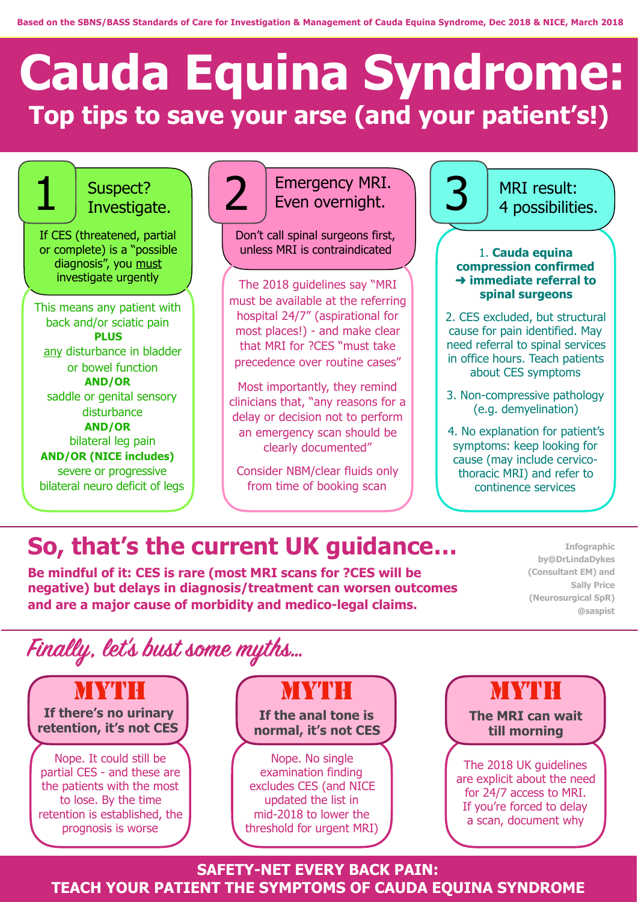Based on the SBNS/BASS Standards of Care for Investigation & Management of Cauda Equina Syndrome, Dec 2018 & NICE, March 2018

# Cauda Equina Syndrome:

## Top tips to save your arse (and your patient's!)

### 1 Suspect? Investigate.

If CES (threatened, partial or complete) is a "possible diagnosis", you must investigate urgently

This means any patient with back and/or sciatic pain
**PLUS**
any disturbance in bladder or bowel function
**AND/OR**
saddle or genital sensory disturbance
**AND/OR**
bilateral leg pain
**AND/OR (NICE includes)**
severe or progressive bilateral neuro deficit of legs

### 2 Emergency MRI. Even overnight.

Don't call spinal surgeons first, unless MRI is contraindicated

The 2018 guidelines say "MRI must be available at the referring hospital 24/7" (aspirational for most places!) - and make clear that MRI for ?CES "must take precedence over routine cases"

Most importantly, they remind clinicians that, "any reasons for a delay or decision not to perform an emergency scan should be clearly documented"

Consider NBM/clear fluids only from time of booking scan

### 3 MRI result: 4 possibilities.

1. **Cauda equina compression confirmed ➜ immediate referral to spinal surgeons**

2. CES excluded, but structural cause for pain identified. May need referral to spinal services in office hours. Teach patients about CES symptoms

3. Non-compressive pathology (e.g. demyelination)

4. No explanation for patient's symptoms: keep looking for cause (may include cervico-thoracic MRI) and refer to continence services

## So, that's the current UK guidance…

**Be mindful of it: CES is rare (most MRI scans for ?CES will be negative) but delays in diagnosis/treatment can worsen outcomes and are a major cause of morbidity and medico-legal claims.**

Infographic by@DrLindaDykes (Consultant EM) and Sally Price (Neurosurgical SpR) @saspist

## Finally, let's bust some myths…

### MYTH
**If there's no urinary retention, it's not CES**

Nope. It could still be partial CES - and these are the patients with the most to lose. By the time retention is established, the prognosis is worse

### MYTH
**If the anal tone is normal, it's not CES**

Nope. No single examination finding excludes CES (and NICE updated the list in mid-2018 to lower the threshold for urgent MRI)

### MYTH
**The MRI can wait till morning**

The 2018 UK guidelines are explicit about the need for 24/7 access to MRI. If you're forced to delay a scan, document why

**SAFETY-NET EVERY BACK PAIN:**
**TEACH YOUR PATIENT THE SYMPTOMS OF CAUDA EQUINA SYNDROME**